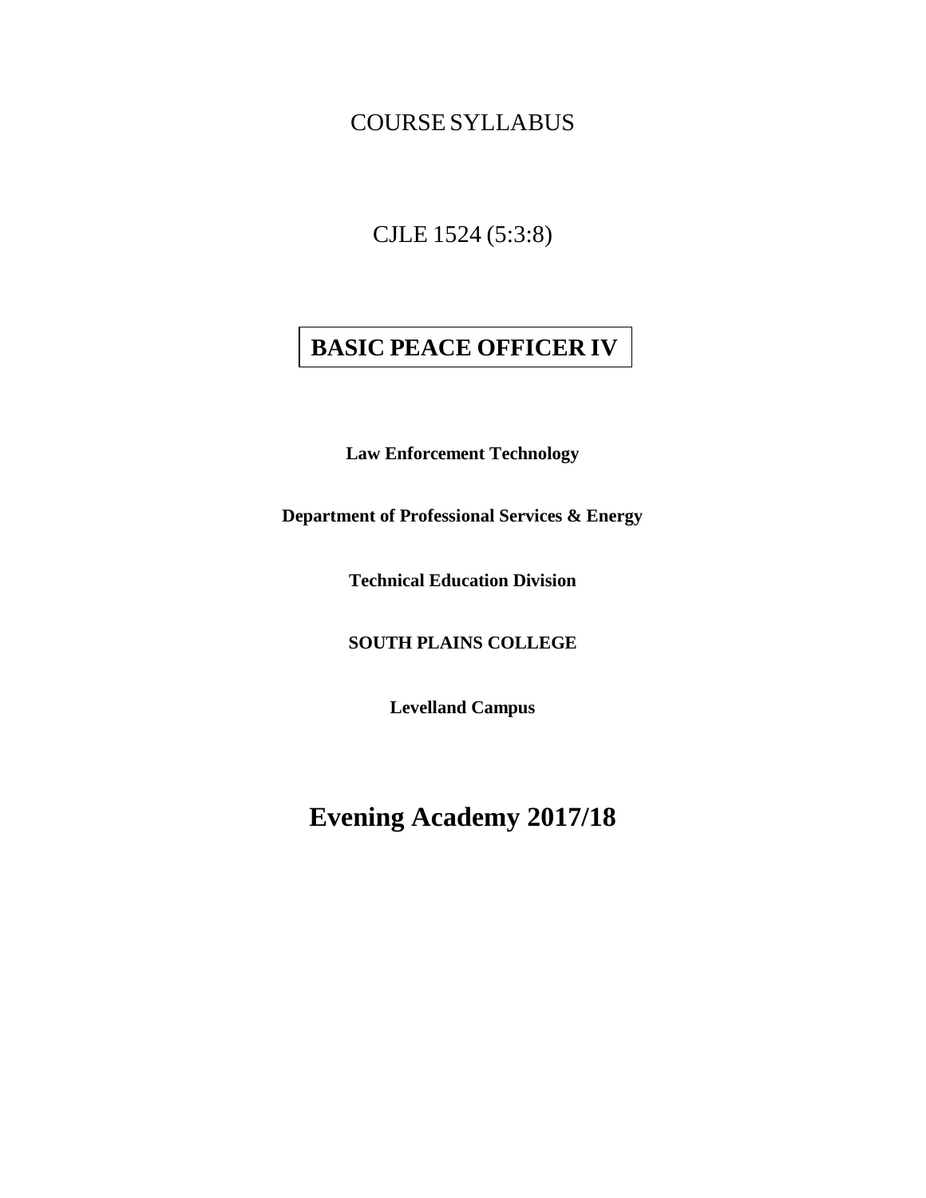COURSE SYLLABUS

CJLE 1524 (5:3:8)

# BASIC PEACE OFFICER IV

**Law Enforcement Technology**

**Department of Professional Services & Energy**

**Technical Education Division**

**SOUTH PLAINS COLLEGE**

**Levelland Campus**

# Evening Academy 2017/18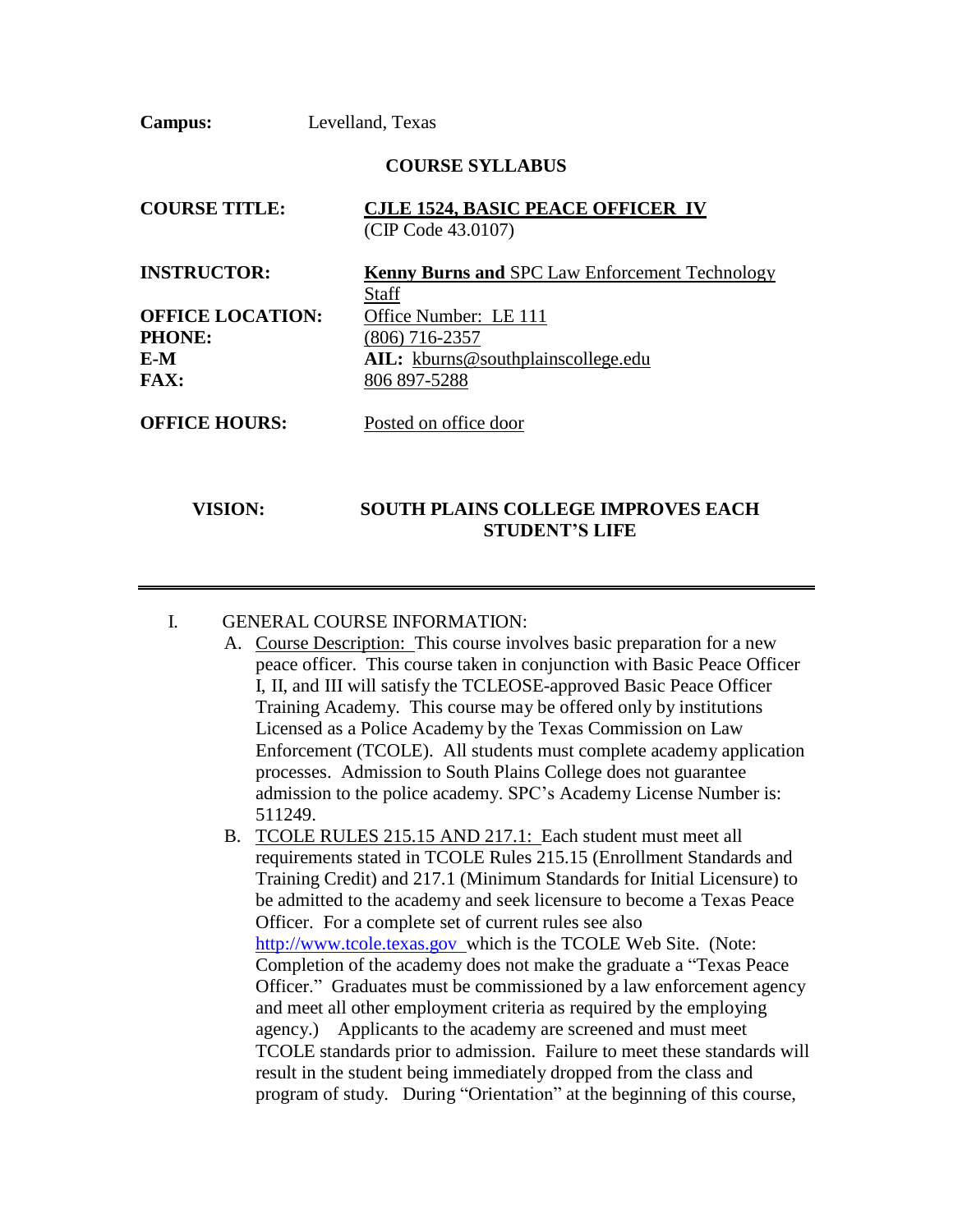**Campus:** Levelland, Texas

**COURSE SYLLABUS**

**COURSE TITLE:** **CJLE 1524, BASIC PEACE OFFICER IV**
(CIP Code 43.0107)

**INSTRUCTOR:** **Kenny Burns and** SPC Law Enforcement Technology Staff

**OFFICE LOCATION:** Office Number: LE 111

**PHONE:** (806) 716-2357

**E-M** **AIL:** kburns@southplainscollege.edu

**FAX:** 806 897-5288

**OFFICE HOURS:** Posted on office door

**VISION:** **SOUTH PLAINS COLLEGE IMPROVES EACH STUDENT'S LIFE**

---

I. GENERAL COURSE INFORMATION:

A. Course Description: This course involves basic preparation for a new peace officer. This course taken in conjunction with Basic Peace Officer I, II, and III will satisfy the TCLEOSE-approved Basic Peace Officer Training Academy. This course may be offered only by institutions Licensed as a Police Academy by the Texas Commission on Law Enforcement (TCOLE). All students must complete academy application processes. Admission to South Plains College does not guarantee admission to the police academy. SPC's Academy License Number is: 511249.

B. TCOLE RULES 215.15 AND 217.1: Each student must meet all requirements stated in TCOLE Rules 215.15 (Enrollment Standards and Training Credit) and 217.1 (Minimum Standards for Initial Licensure) to be admitted to the academy and seek licensure to become a Texas Peace Officer. For a complete set of current rules see also http://www.tcole.texas.gov which is the TCOLE Web Site. (Note: Completion of the academy does not make the graduate a "Texas Peace Officer." Graduates must be commissioned by a law enforcement agency and meet all other employment criteria as required by the employing agency.) Applicants to the academy are screened and must meet TCOLE standards prior to admission. Failure to meet these standards will result in the student being immediately dropped from the class and program of study. During "Orientation" at the beginning of this course,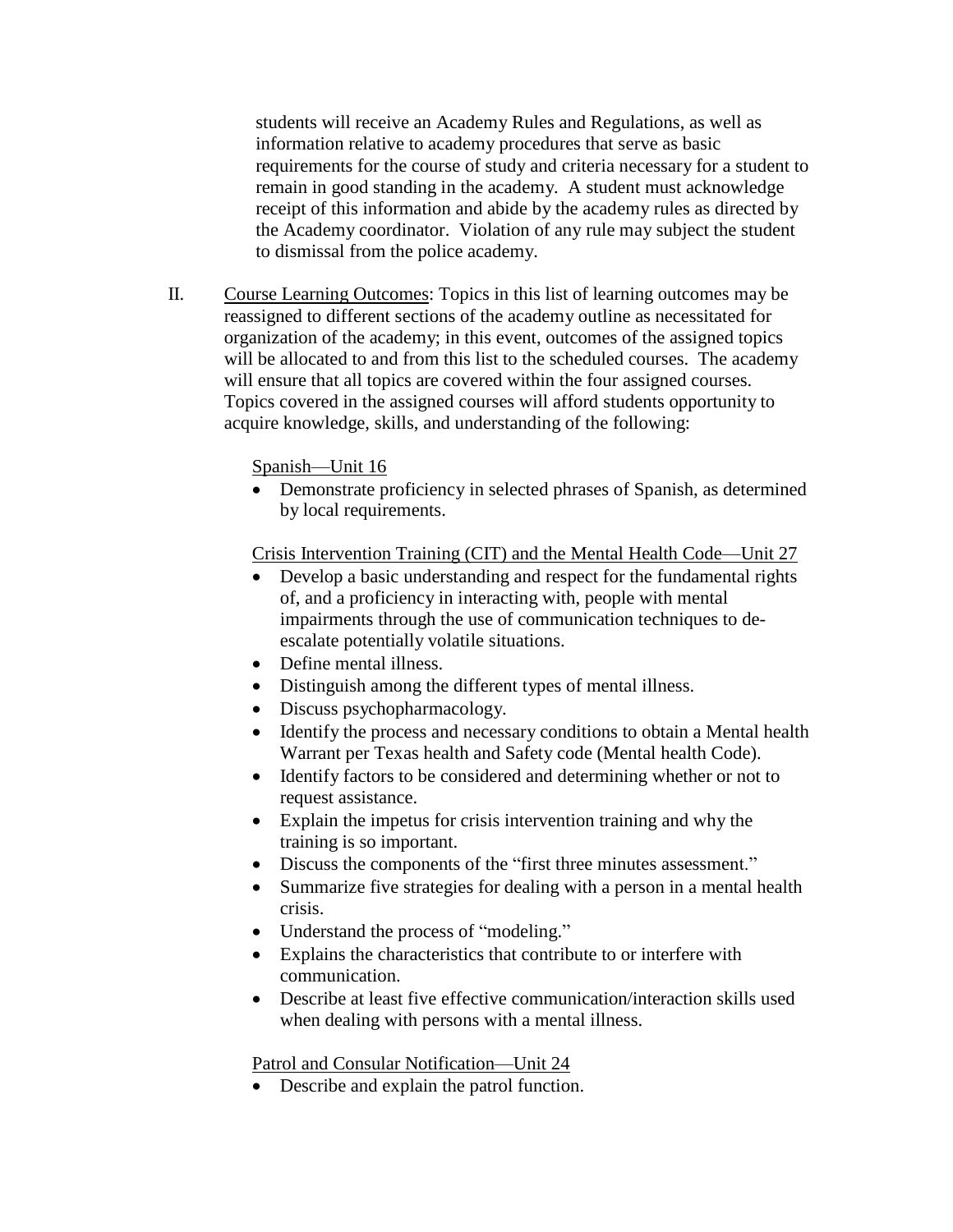students will receive an Academy Rules and Regulations, as well as information relative to academy procedures that serve as basic requirements for the course of study and criteria necessary for a student to remain in good standing in the academy. A student must acknowledge receipt of this information and abide by the academy rules as directed by the Academy coordinator. Violation of any rule may subject the student to dismissal from the police academy.

II. Course Learning Outcomes: Topics in this list of learning outcomes may be reassigned to different sections of the academy outline as necessitated for organization of the academy; in this event, outcomes of the assigned topics will be allocated to and from this list to the scheduled courses. The academy will ensure that all topics are covered within the four assigned courses. Topics covered in the assigned courses will afford students opportunity to acquire knowledge, skills, and understanding of the following:

Spanish—Unit 16

- Demonstrate proficiency in selected phrases of Spanish, as determined by local requirements.

Crisis Intervention Training (CIT) and the Mental Health Code—Unit 27

- Develop a basic understanding and respect for the fundamental rights of, and a proficiency in interacting with, people with mental impairments through the use of communication techniques to de-escalate potentially volatile situations.
- Define mental illness.
- Distinguish among the different types of mental illness.
- Discuss psychopharmacology.
- Identify the process and necessary conditions to obtain a Mental health Warrant per Texas health and Safety code (Mental health Code).
- Identify factors to be considered and determining whether or not to request assistance.
- Explain the impetus for crisis intervention training and why the training is so important.
- Discuss the components of the "first three minutes assessment."
- Summarize five strategies for dealing with a person in a mental health crisis.
- Understand the process of "modeling."
- Explains the characteristics that contribute to or interfere with communication.
- Describe at least five effective communication/interaction skills used when dealing with persons with a mental illness.

Patrol and Consular Notification—Unit 24

- Describe and explain the patrol function.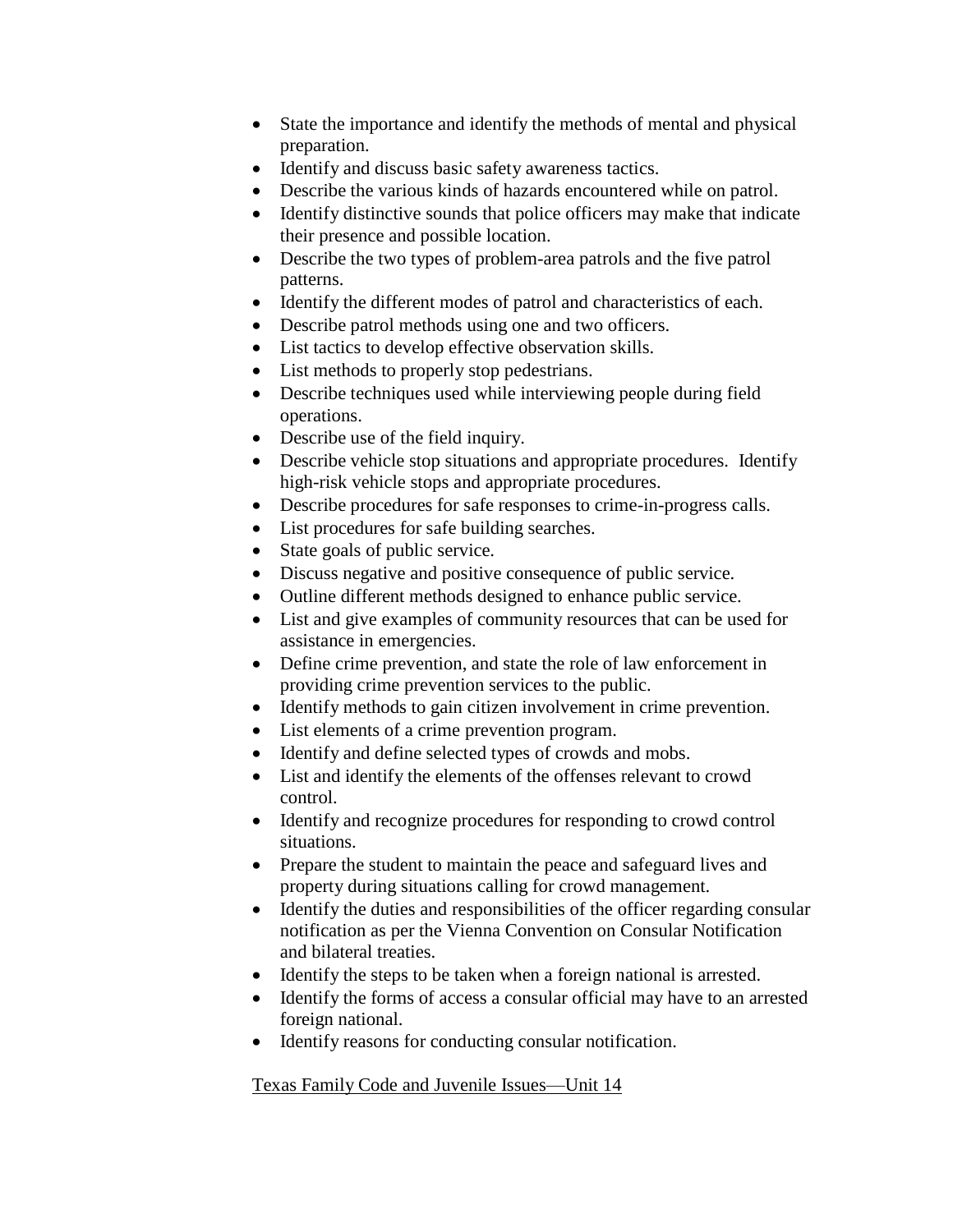- State the importance and identify the methods of mental and physical preparation.
- Identify and discuss basic safety awareness tactics.
- Describe the various kinds of hazards encountered while on patrol.
- Identify distinctive sounds that police officers may make that indicate their presence and possible location.
- Describe the two types of problem-area patrols and the five patrol patterns.
- Identify the different modes of patrol and characteristics of each.
- Describe patrol methods using one and two officers.
- List tactics to develop effective observation skills.
- List methods to properly stop pedestrians.
- Describe techniques used while interviewing people during field operations.
- Describe use of the field inquiry.
- Describe vehicle stop situations and appropriate procedures. Identify high-risk vehicle stops and appropriate procedures.
- Describe procedures for safe responses to crime-in-progress calls.
- List procedures for safe building searches.
- State goals of public service.
- Discuss negative and positive consequence of public service.
- Outline different methods designed to enhance public service.
- List and give examples of community resources that can be used for assistance in emergencies.
- Define crime prevention, and state the role of law enforcement in providing crime prevention services to the public.
- Identify methods to gain citizen involvement in crime prevention.
- List elements of a crime prevention program.
- Identify and define selected types of crowds and mobs.
- List and identify the elements of the offenses relevant to crowd control.
- Identify and recognize procedures for responding to crowd control situations.
- Prepare the student to maintain the peace and safeguard lives and property during situations calling for crowd management.
- Identify the duties and responsibilities of the officer regarding consular notification as per the Vienna Convention on Consular Notification and bilateral treaties.
- Identify the steps to be taken when a foreign national is arrested.
- Identify the forms of access a consular official may have to an arrested foreign national.
- Identify reasons for conducting consular notification.

Texas Family Code and Juvenile Issues—Unit 14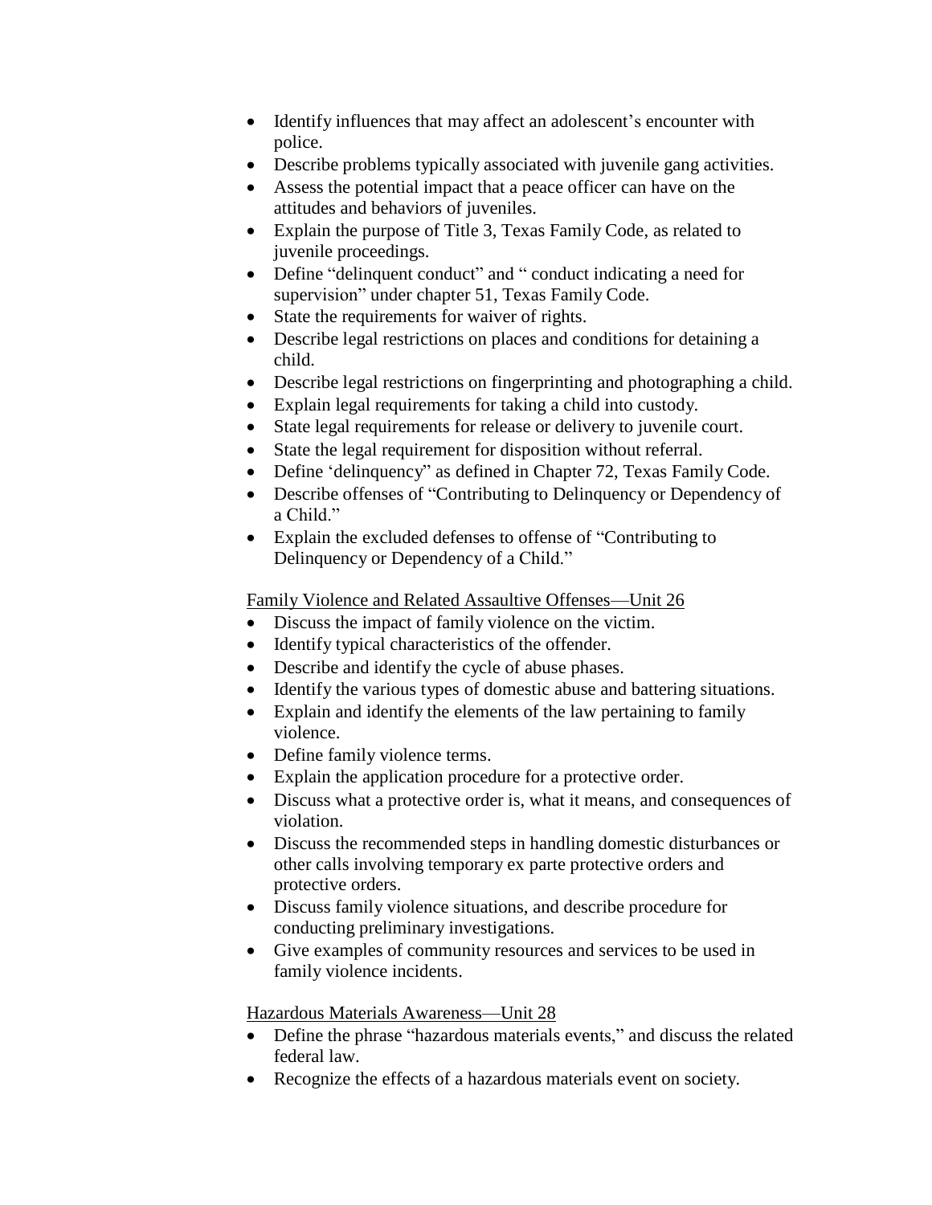- Identify influences that may affect an adolescent's encounter with police.
- Describe problems typically associated with juvenile gang activities.
- Assess the potential impact that a peace officer can have on the attitudes and behaviors of juveniles.
- Explain the purpose of Title 3, Texas Family Code, as related to juvenile proceedings.
- Define "delinquent conduct" and " conduct indicating a need for supervision" under chapter 51, Texas Family Code.
- State the requirements for waiver of rights.
- Describe legal restrictions on places and conditions for detaining a child.
- Describe legal restrictions on fingerprinting and photographing a child.
- Explain legal requirements for taking a child into custody.
- State legal requirements for release or delivery to juvenile court.
- State the legal requirement for disposition without referral.
- Define 'delinquency" as defined in Chapter 72, Texas Family Code.
- Describe offenses of "Contributing to Delinquency or Dependency of a Child."
- Explain the excluded defenses to offense of "Contributing to Delinquency or Dependency of a Child."

Family Violence and Related Assaultive Offenses—Unit 26

- Discuss the impact of family violence on the victim.
- Identify typical characteristics of the offender.
- Describe and identify the cycle of abuse phases.
- Identify the various types of domestic abuse and battering situations.
- Explain and identify the elements of the law pertaining to family violence.
- Define family violence terms.
- Explain the application procedure for a protective order.
- Discuss what a protective order is, what it means, and consequences of violation.
- Discuss the recommended steps in handling domestic disturbances or other calls involving temporary ex parte protective orders and protective orders.
- Discuss family violence situations, and describe procedure for conducting preliminary investigations.
- Give examples of community resources and services to be used in family violence incidents.

Hazardous Materials Awareness—Unit 28

- Define the phrase "hazardous materials events," and discuss the related federal law.
- Recognize the effects of a hazardous materials event on society.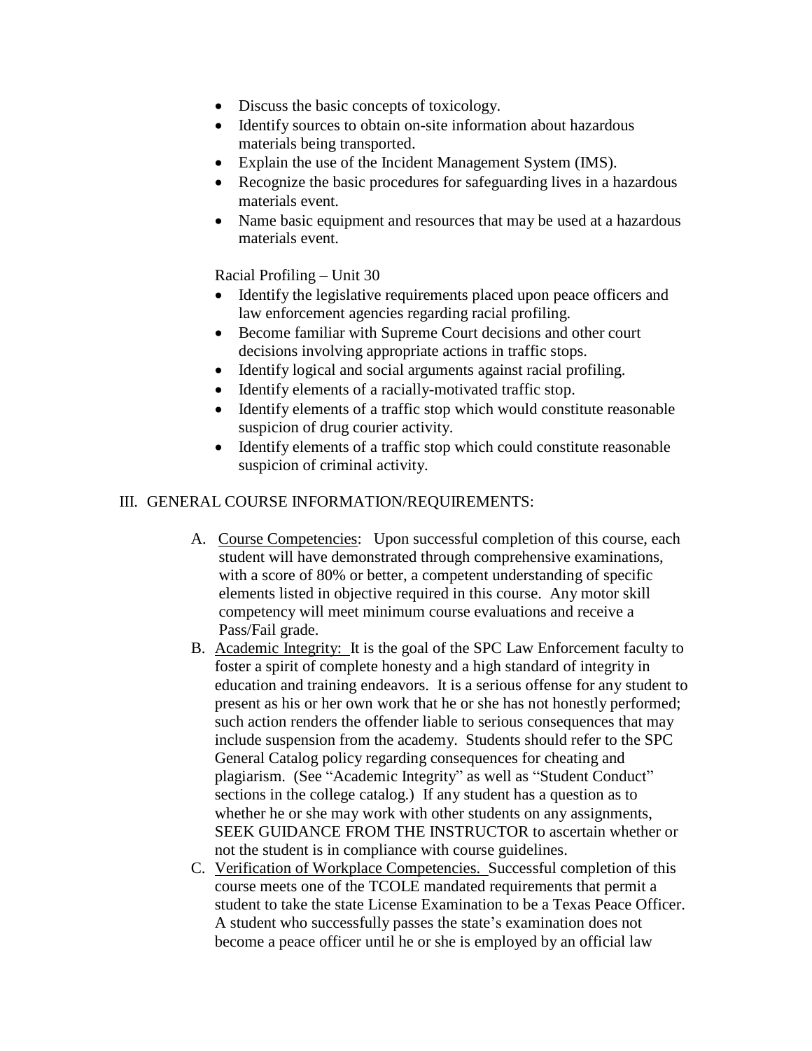- Discuss the basic concepts of toxicology.
- Identify sources to obtain on-site information about hazardous materials being transported.
- Explain the use of the Incident Management System (IMS).
- Recognize the basic procedures for safeguarding lives in a hazardous materials event.
- Name basic equipment and resources that may be used at a hazardous materials event.

Racial Profiling – Unit 30

- Identify the legislative requirements placed upon peace officers and law enforcement agencies regarding racial profiling.
- Become familiar with Supreme Court decisions and other court decisions involving appropriate actions in traffic stops.
- Identify logical and social arguments against racial profiling.
- Identify elements of a racially-motivated traffic stop.
- Identify elements of a traffic stop which would constitute reasonable suspicion of drug courier activity.
- Identify elements of a traffic stop which could constitute reasonable suspicion of criminal activity.

## III. GENERAL COURSE INFORMATION/REQUIREMENTS:

A. Course Competencies: Upon successful completion of this course, each student will have demonstrated through comprehensive examinations, with a score of 80% or better, a competent understanding of specific elements listed in objective required in this course. Any motor skill competency will meet minimum course evaluations and receive a Pass/Fail grade.

B. Academic Integrity: It is the goal of the SPC Law Enforcement faculty to foster a spirit of complete honesty and a high standard of integrity in education and training endeavors. It is a serious offense for any student to present as his or her own work that he or she has not honestly performed; such action renders the offender liable to serious consequences that may include suspension from the academy. Students should refer to the SPC General Catalog policy regarding consequences for cheating and plagiarism. (See "Academic Integrity" as well as "Student Conduct" sections in the college catalog.) If any student has a question as to whether he or she may work with other students on any assignments, SEEK GUIDANCE FROM THE INSTRUCTOR to ascertain whether or not the student is in compliance with course guidelines.

C. Verification of Workplace Competencies. Successful completion of this course meets one of the TCOLE mandated requirements that permit a student to take the state License Examination to be a Texas Peace Officer. A student who successfully passes the state's examination does not become a peace officer until he or she is employed by an official law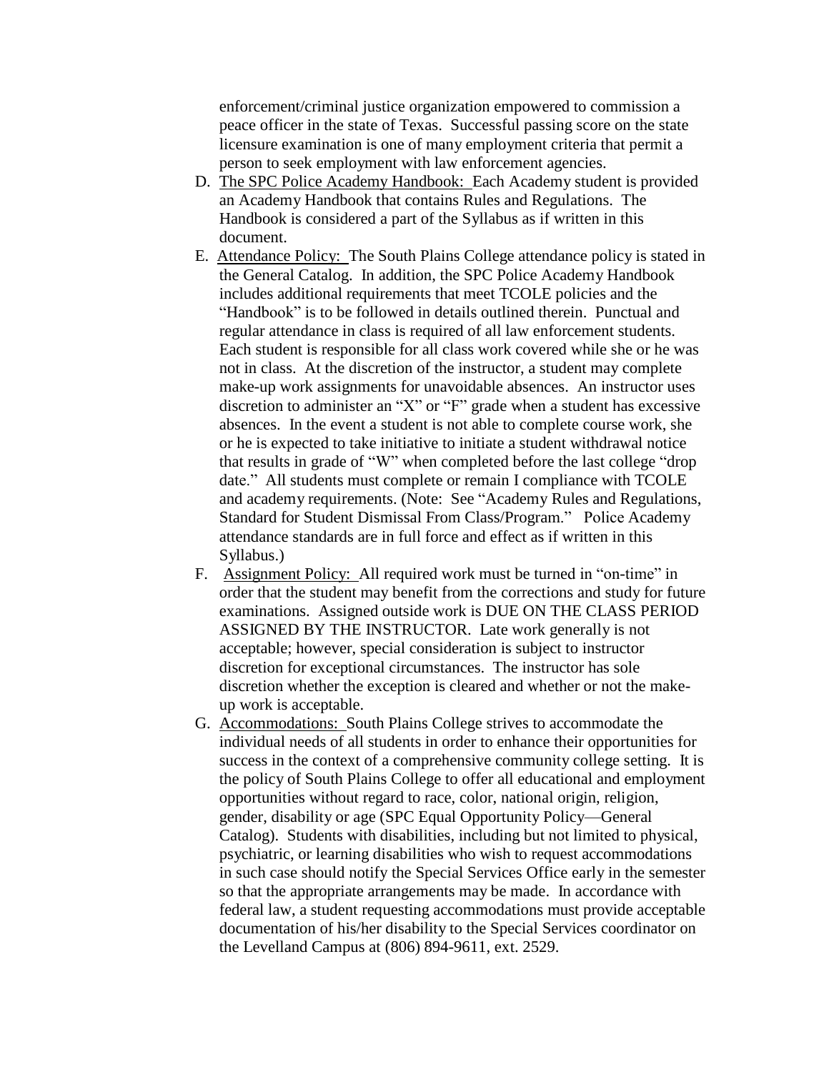enforcement/criminal justice organization empowered to commission a peace officer in the state of Texas. Successful passing score on the state licensure examination is one of many employment criteria that permit a person to seek employment with law enforcement agencies.

D. The SPC Police Academy Handbook: Each Academy student is provided an Academy Handbook that contains Rules and Regulations. The Handbook is considered a part of the Syllabus as if written in this document.

E. Attendance Policy: The South Plains College attendance policy is stated in the General Catalog. In addition, the SPC Police Academy Handbook includes additional requirements that meet TCOLE policies and the "Handbook" is to be followed in details outlined therein. Punctual and regular attendance in class is required of all law enforcement students. Each student is responsible for all class work covered while she or he was not in class. At the discretion of the instructor, a student may complete make-up work assignments for unavoidable absences. An instructor uses discretion to administer an "X" or "F" grade when a student has excessive absences. In the event a student is not able to complete course work, she or he is expected to take initiative to initiate a student withdrawal notice that results in grade of "W" when completed before the last college "drop date." All students must complete or remain I compliance with TCOLE and academy requirements. (Note: See "Academy Rules and Regulations, Standard for Student Dismissal From Class/Program." Police Academy attendance standards are in full force and effect as if written in this Syllabus.)

F. Assignment Policy: All required work must be turned in "on-time" in order that the student may benefit from the corrections and study for future examinations. Assigned outside work is DUE ON THE CLASS PERIOD ASSIGNED BY THE INSTRUCTOR. Late work generally is not acceptable; however, special consideration is subject to instructor discretion for exceptional circumstances. The instructor has sole discretion whether the exception is cleared and whether or not the make-up work is acceptable.

G. Accommodations: South Plains College strives to accommodate the individual needs of all students in order to enhance their opportunities for success in the context of a comprehensive community college setting. It is the policy of South Plains College to offer all educational and employment opportunities without regard to race, color, national origin, religion, gender, disability or age (SPC Equal Opportunity Policy—General Catalog). Students with disabilities, including but not limited to physical, psychiatric, or learning disabilities who wish to request accommodations in such case should notify the Special Services Office early in the semester so that the appropriate arrangements may be made. In accordance with federal law, a student requesting accommodations must provide acceptable documentation of his/her disability to the Special Services coordinator on the Levelland Campus at (806) 894-9611, ext. 2529.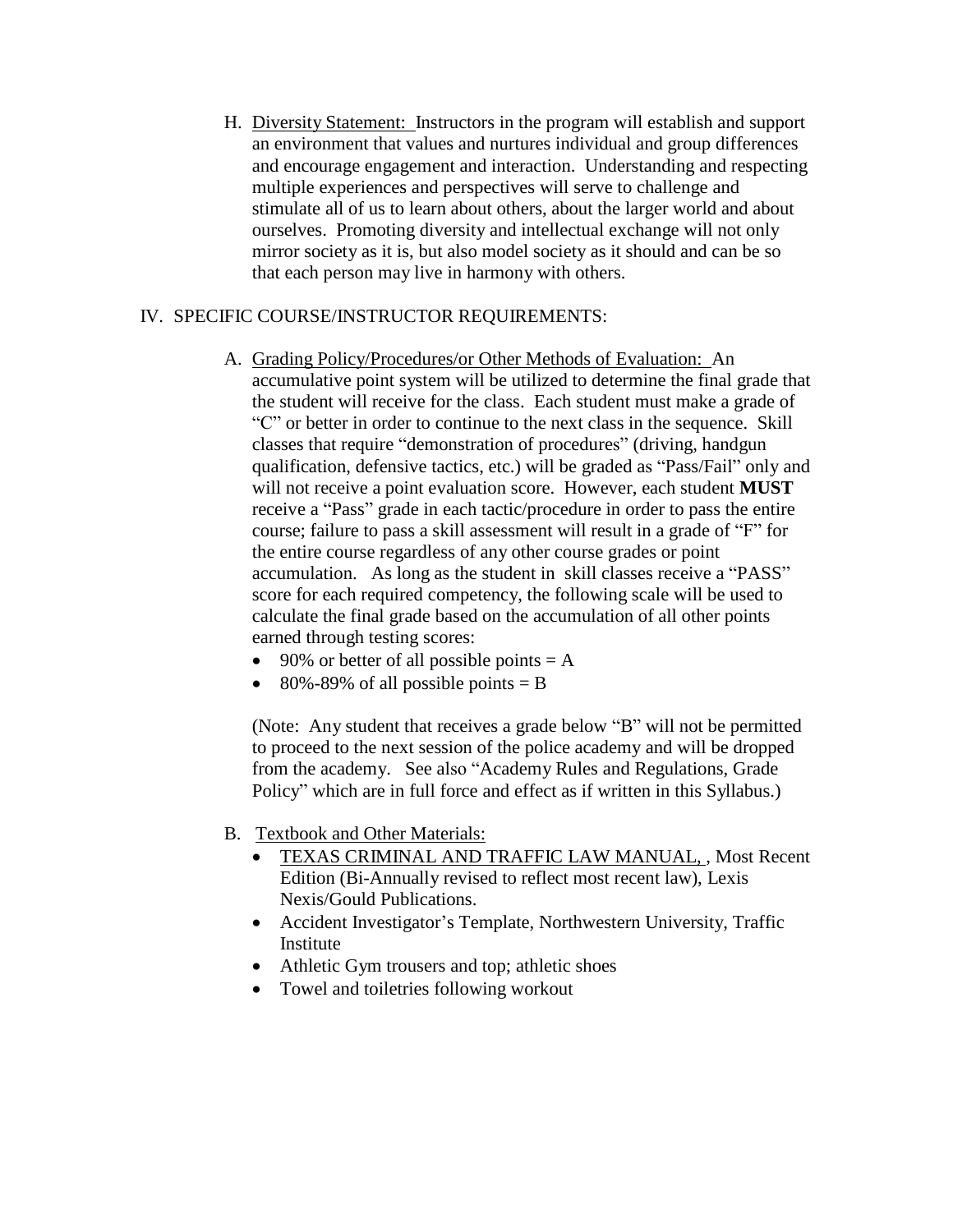H. Diversity Statement: Instructors in the program will establish and support an environment that values and nurtures individual and group differences and encourage engagement and interaction. Understanding and respecting multiple experiences and perspectives will serve to challenge and stimulate all of us to learn about others, about the larger world and about ourselves. Promoting diversity and intellectual exchange will not only mirror society as it is, but also model society as it should and can be so that each person may live in harmony with others.

## IV. SPECIFIC COURSE/INSTRUCTOR REQUIREMENTS:

A. Grading Policy/Procedures/or Other Methods of Evaluation: An accumulative point system will be utilized to determine the final grade that the student will receive for the class. Each student must make a grade of "C" or better in order to continue to the next class in the sequence. Skill classes that require "demonstration of procedures" (driving, handgun qualification, defensive tactics, etc.) will be graded as "Pass/Fail" only and will not receive a point evaluation score. However, each student **MUST** receive a "Pass" grade in each tactic/procedure in order to pass the entire course; failure to pass a skill assessment will result in a grade of "F" for the entire course regardless of any other course grades or point accumulation. As long as the student in skill classes receive a "PASS" score for each required competency, the following scale will be used to calculate the final grade based on the accumulation of all other points earned through testing scores:

- 90% or better of all possible points = A
- 80%-89% of all possible points = B

(Note: Any student that receives a grade below "B" will not be permitted to proceed to the next session of the police academy and will be dropped from the academy. See also "Academy Rules and Regulations, Grade Policy" which are in full force and effect as if written in this Syllabus.)

B. Textbook and Other Materials:

- TEXAS CRIMINAL AND TRAFFIC LAW MANUAL, , Most Recent Edition (Bi-Annually revised to reflect most recent law), Lexis Nexis/Gould Publications.
- Accident Investigator's Template, Northwestern University, Traffic Institute
- Athletic Gym trousers and top; athletic shoes
- Towel and toiletries following workout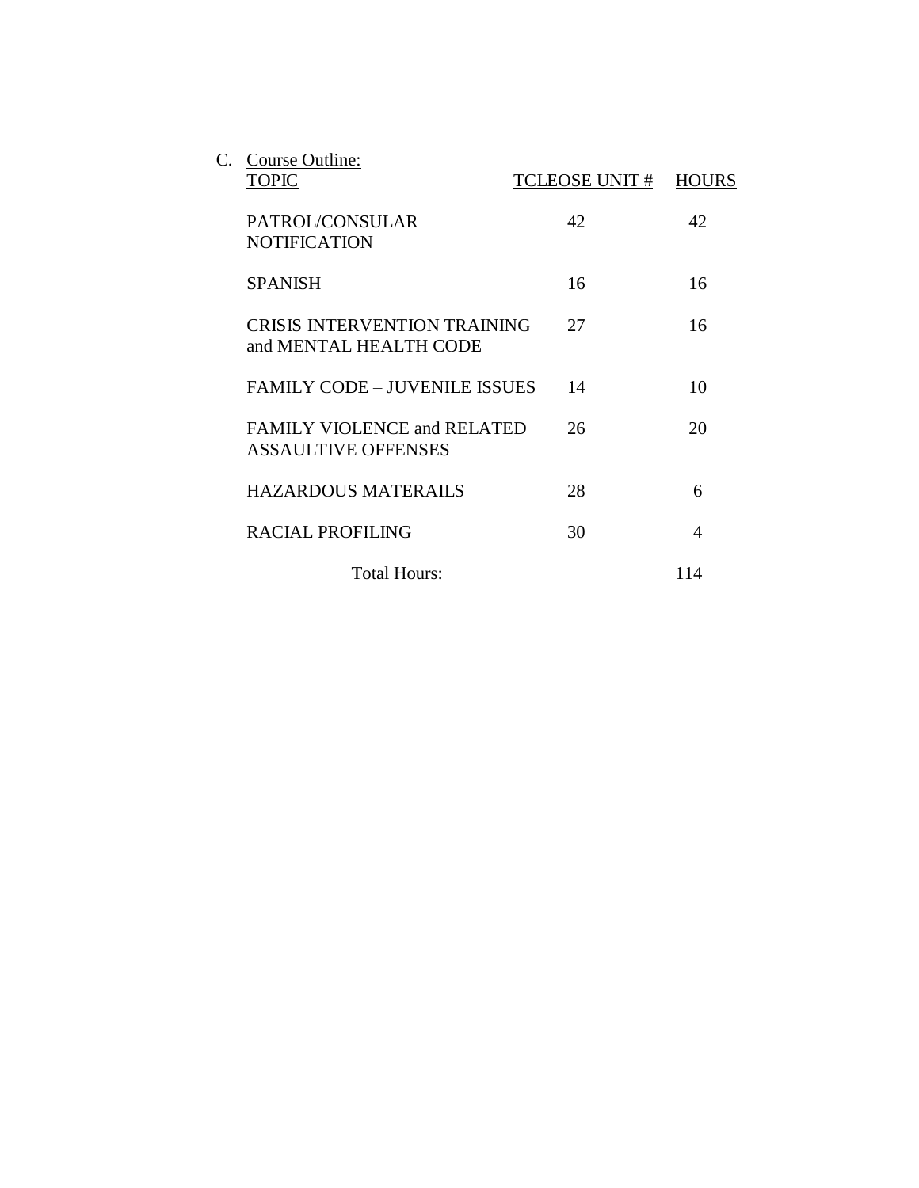C. Course Outline:

| TOPIC | TCLEOSE UNIT # | HOURS |
|---|---|---|
| PATROL/CONSULAR NOTIFICATION | 42 | 42 |
| SPANISH | 16 | 16 |
| CRISIS INTERVENTION TRAINING and MENTAL HEALTH CODE | 27 | 16 |
| FAMILY CODE – JUVENILE ISSUES | 14 | 10 |
| FAMILY VIOLENCE and RELATED ASSAULTIVE OFFENSES | 26 | 20 |
| HAZARDOUS MATERAILS | 28 | 6 |
| RACIAL PROFILING | 30 | 4 |
| Total Hours: | | 114 |